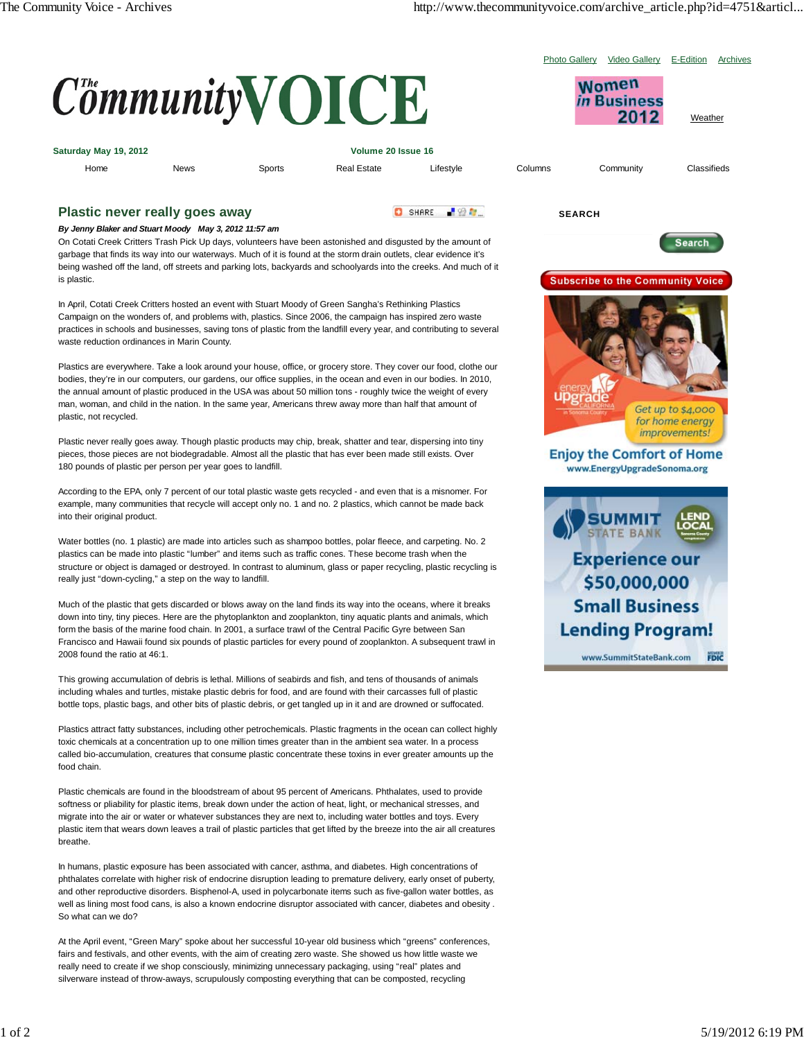# Plastic never really goes away

***By Jenny Blaker and Stuart Moody May 3, 2012 11:57 am***

On Cotati Creek Critters Trash Pick Up days, volunteers have been astonished and disgusted by the amount of garbage that finds its way into our waterways. Much of it is found at the storm drain outlets, clear evidence it's being washed off the land, off streets and parking lots, backyards and schoolyards into the creeks. And much of it is plastic.

In April, Cotati Creek Critters hosted an event with Stuart Moody of Green Sangha's Rethinking Plastics Campaign on the wonders of, and problems with, plastics. Since 2006, the campaign has inspired zero waste practices in schools and businesses, saving tons of plastic from the landfill every year, and contributing to several waste reduction ordinances in Marin County.

Plastics are everywhere. Take a look around your house, office, or grocery store. They cover our food, clothe our bodies, they're in our computers, our gardens, our office supplies, in the ocean and even in our bodies. In 2010, the annual amount of plastic produced in the USA was about 50 million tons - roughly twice the weight of every man, woman, and child in the nation. In the same year, Americans threw away more than half that amount of plastic, not recycled.

Plastic never really goes away. Though plastic products may chip, break, shatter and tear, dispersing into tiny pieces, those pieces are not biodegradable. Almost all the plastic that has ever been made still exists. Over 180 pounds of plastic per person per year goes to landfill.

According to the EPA, only 7 percent of our total plastic waste gets recycled - and even that is a misnomer. For example, many communities that recycle will accept only no. 1 and no. 2 plastics, which cannot be made back into their original product.

Water bottles (no. 1 plastic) are made into articles such as shampoo bottles, polar fleece, and carpeting. No. 2 plastics can be made into plastic "lumber" and items such as traffic cones. These become trash when the structure or object is damaged or destroyed. In contrast to aluminum, glass or paper recycling, plastic recycling is really just "down-cycling," a step on the way to landfill.

Much of the plastic that gets discarded or blows away on the land finds its way into the oceans, where it breaks down into tiny, tiny pieces. Here are the phytoplankton and zooplankton, tiny aquatic plants and animals, which form the basis of the marine food chain. In 2001, a surface trawl of the Central Pacific Gyre between San Francisco and Hawaii found six pounds of plastic particles for every pound of zooplankton. A subsequent trawl in 2008 found the ratio at 46:1.

This growing accumulation of debris is lethal. Millions of seabirds and fish, and tens of thousands of animals including whales and turtles, mistake plastic debris for food, and are found with their carcasses full of plastic bottle tops, plastic bags, and other bits of plastic debris, or get tangled up in it and are drowned or suffocated.

Plastics attract fatty substances, including other petrochemicals. Plastic fragments in the ocean can collect highly toxic chemicals at a concentration up to one million times greater than in the ambient sea water. In a process called bio-accumulation, creatures that consume plastic concentrate these toxins in ever greater amounts up the food chain.

Plastic chemicals are found in the bloodstream of about 95 percent of Americans. Phthalates, used to provide softness or pliability for plastic items, break down under the action of heat, light, or mechanical stresses, and migrate into the air or water or whatever substances they are next to, including water bottles and toys. Every plastic item that wears down leaves a trail of plastic particles that get lifted by the breeze into the air all creatures breathe.

In humans, plastic exposure has been associated with cancer, asthma, and diabetes. High concentrations of phthalates correlate with higher risk of endocrine disruption leading to premature delivery, early onset of puberty, and other reproductive disorders. Bisphenol-A, used in polycarbonate items such as five-gallon water bottles, as well as lining most food cans, is also a known endocrine disruptor associated with cancer, diabetes and obesity . So what can we do?

At the April event, "Green Mary" spoke about her successful 10-year old business which "greens" conferences, fairs and festivals, and other events, with the aim of creating zero waste. She showed us how little waste we really need to create if we shop consciously, minimizing unnecessary packaging, using "real" plates and silverware instead of throw-aways, scrupulously composting everything that can be composted, recycling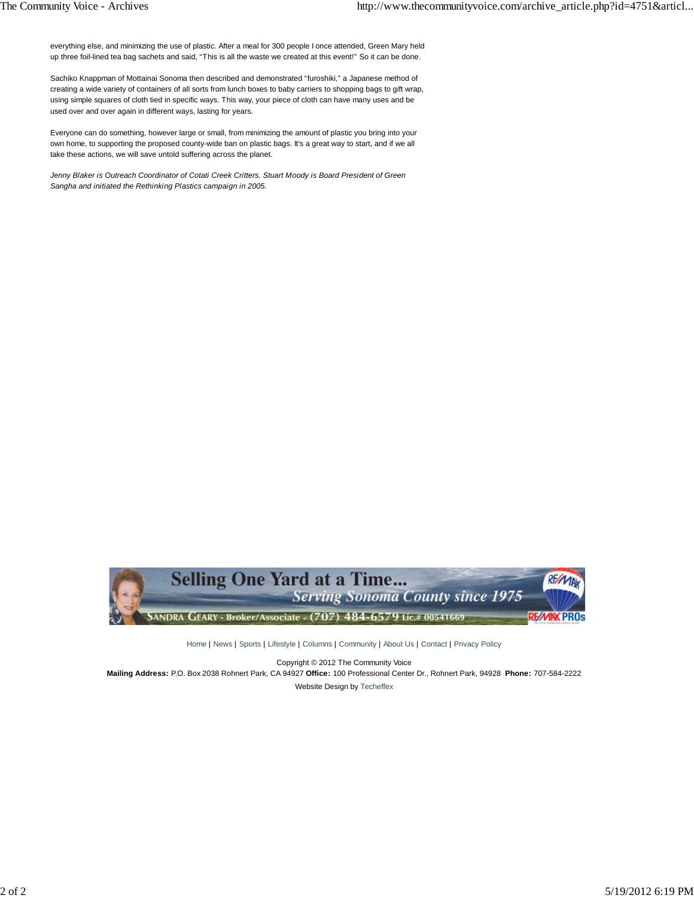everything else, and minimizing the use of plastic. After a meal for 300 people I once attended, Green Mary held up three foil-lined tea bag sachets and said, "This is all the waste we created at this event!" So it can be done.

Sachiko Knappman of Mottainai Sonoma then described and demonstrated "furoshiki," a Japanese method of creating a wide variety of containers of all sorts from lunch boxes to baby carriers to shopping bags to gift wrap, using simple squares of cloth tied in specific ways. This way, your piece of cloth can have many uses and be used over and over again in different ways, lasting for years.

Everyone can do something, however large or small, from minimizing the amount of plastic you bring into your own home, to supporting the proposed county-wide ban on plastic bags. It's a great way to start, and if we all take these actions, we will save untold suffering across the planet.

*Jenny Blaker is Outreach Coordinator of Cotati Creek Critters. Stuart Moody is Board President of Green Sangha and initiated the Rethinking Plastics campaign in 2005.*

Selling One Yard at a Time... Serving Sonoma County since 1975

SANDRA GEARY - Broker/Associate - (707) 484-6579 Lic.# 00541669

RE/MAX PROs

Home | News | Sports | Lifestyle | Columns | Community | About Us | Contact | Privacy Policy

Copyright © 2012 The Community Voice

**Mailing Address:** P.O. Box 2038 Rohnert Park, CA 94927 **Office:** 100 Professional Center Dr., Rohnert Park, 94928 **Phone:** 707-584-2222

Website Design by Techeffex